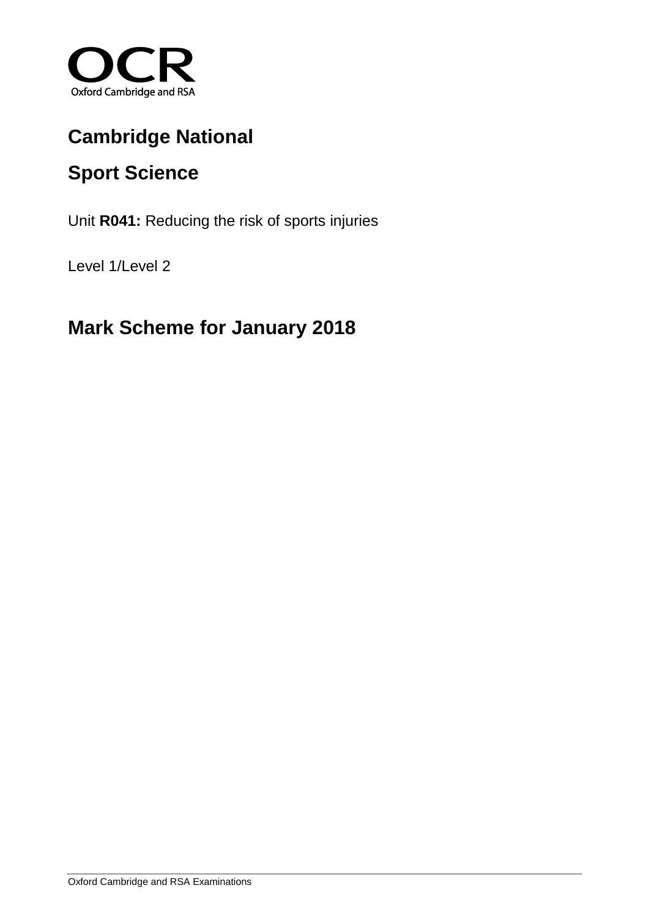OCR

Oxford Cambridge and RSA

# Cambridge National

## Sport Science

Unit **R041:** Reducing the risk of sports injuries

Level 1/Level 2

## Mark Scheme for January 2018

Oxford Cambridge and RSA Examinations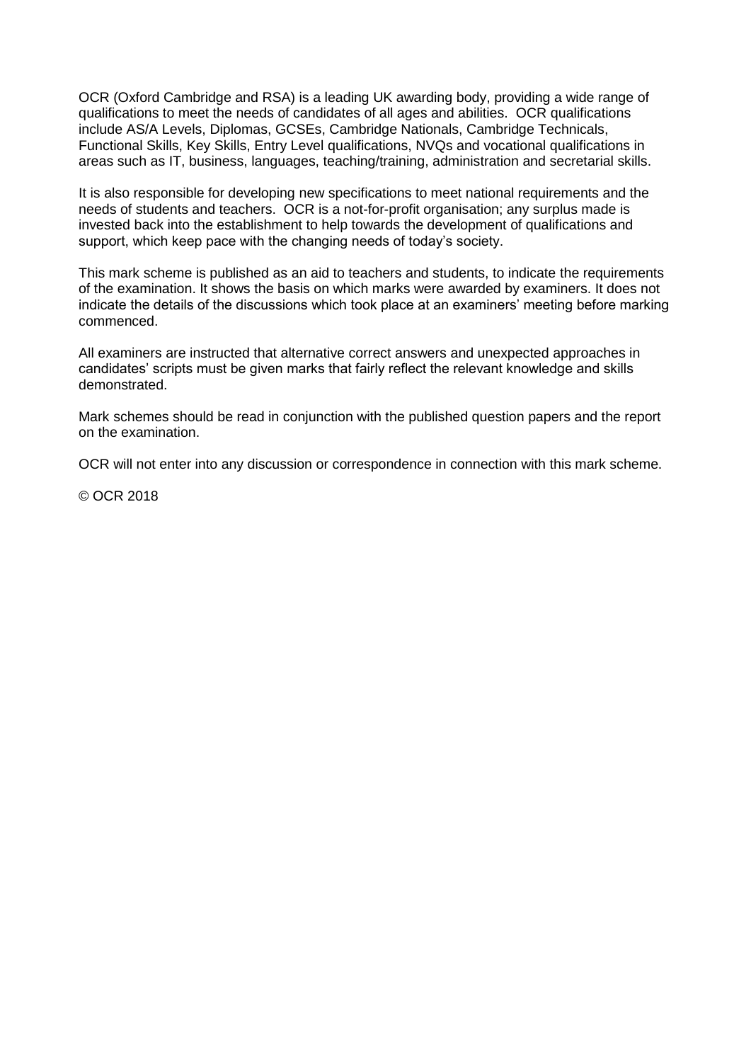OCR (Oxford Cambridge and RSA) is a leading UK awarding body, providing a wide range of qualifications to meet the needs of candidates of all ages and abilities. OCR qualifications include AS/A Levels, Diplomas, GCSEs, Cambridge Nationals, Cambridge Technicals, Functional Skills, Key Skills, Entry Level qualifications, NVQs and vocational qualifications in areas such as IT, business, languages, teaching/training, administration and secretarial skills.

It is also responsible for developing new specifications to meet national requirements and the needs of students and teachers. OCR is a not-for-profit organisation; any surplus made is invested back into the establishment to help towards the development of qualifications and support, which keep pace with the changing needs of today's society.

This mark scheme is published as an aid to teachers and students, to indicate the requirements of the examination. It shows the basis on which marks were awarded by examiners. It does not indicate the details of the discussions which took place at an examiners' meeting before marking commenced.

All examiners are instructed that alternative correct answers and unexpected approaches in candidates' scripts must be given marks that fairly reflect the relevant knowledge and skills demonstrated.

Mark schemes should be read in conjunction with the published question papers and the report on the examination.

OCR will not enter into any discussion or correspondence in connection with this mark scheme.

© OCR 2018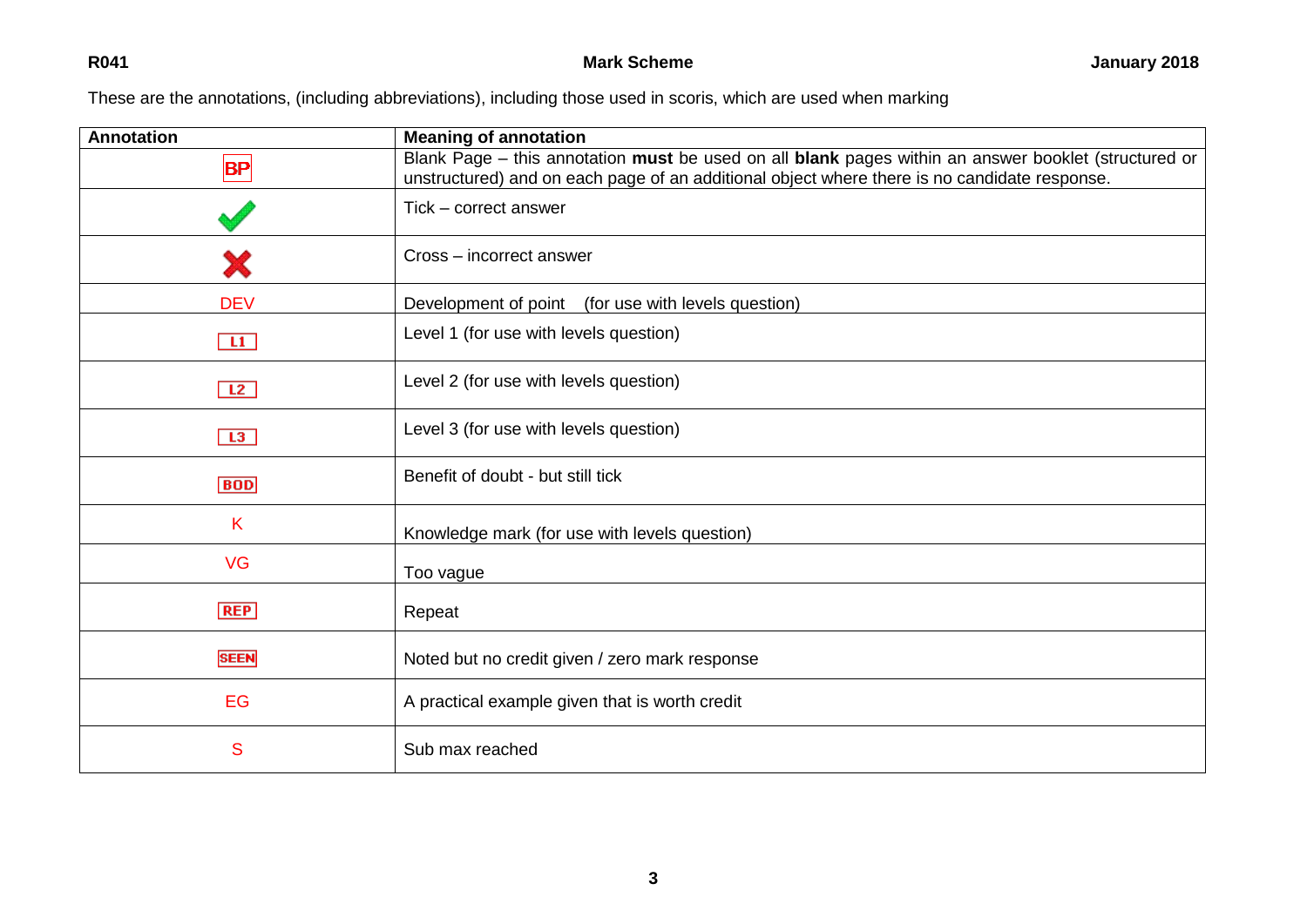These are the annotations, (including abbreviations), including those used in scoris, which are used when marking

| Annotation | Meaning of annotation |
|---|---|
| BP | Blank Page – this annotation **must** be used on all **blank** pages within an answer booklet (structured or unstructured) and on each page of an additional object where there is no candidate response. |
| ✓ | Tick – correct answer |
| ✗ | Cross – incorrect answer |
| DEV | Development of point (for use with levels question) |
| L1 | Level 1 (for use with levels question) |
| L2 | Level 2 (for use with levels question) |
| L3 | Level 3 (for use with levels question) |
| BOD | Benefit of doubt - but still tick |
| K | Knowledge mark (for use with levels question) |
| VG | Too vague |
| REP | Repeat |
| SEEN | Noted but no credit given / zero mark response |
| EG | A practical example given that is worth credit |
| S | Sub max reached |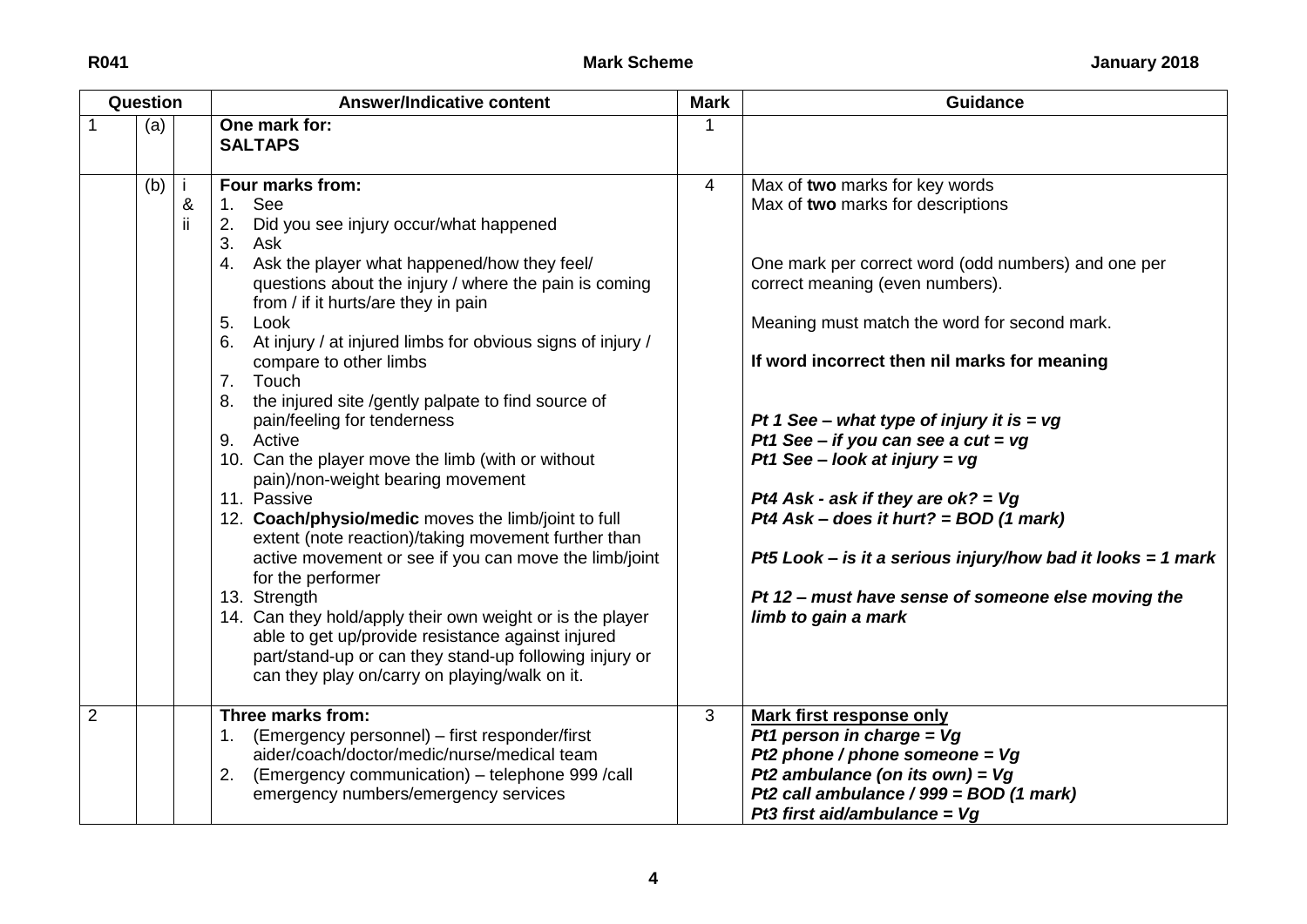| Question | | | Answer/Indicative content | Mark | Guidance |
|---|---|---|---|---|---|
| 1 | (a) | | **One mark for:**<br>**SALTAPS** | 1 | |
| | (b) | i & ii | **Four marks from:**<br>1. See<br>2. Did you see injury occur/what happened<br>3. Ask<br>4. Ask the player what happened/how they feel/ questions about the injury / where the pain is coming from / if it hurts/are they in pain<br>5. Look<br>6. At injury / at injured limbs for obvious signs of injury / compare to other limbs<br>7. Touch<br>8. the injured site /gently palpate to find source of pain/feeling for tenderness<br>9. Active<br>10. Can the player move the limb (with or without pain)/non-weight bearing movement<br>11. Passive<br>12. **Coach/physio/medic** moves the limb/joint to full extent (note reaction)/taking movement further than active movement or see if you can move the limb/joint for the performer<br>13. Strength<br>14. Can they hold/apply their own weight or is the player able to get up/provide resistance against injured part/stand-up or can they stand-up following injury or can they play on/carry on playing/walk on it. | 4 | Max of **two** marks for key words<br>Max of **two** marks for descriptions<br><br>One mark per correct word (odd numbers) and one per correct meaning (even numbers).<br><br>Meaning must match the word for second mark.<br><br>**If word incorrect then nil marks for meaning**<br><br>***Pt 1 See – what type of injury it is = vg***<br>***Pt1 See – if you can see a cut = vg***<br>***Pt1 See – look at injury = vg***<br><br>***Pt4 Ask - ask if they are ok? = Vg***<br>***Pt4 Ask – does it hurt? = BOD (1 mark)***<br><br>***Pt5 Look – is it a serious injury/how bad it looks = 1 mark***<br><br>***Pt 12 – must have sense of someone else moving the limb to gain a mark*** |
| 2 | | | **Three marks from:**<br>1. (Emergency personnel) – first responder/first aider/coach/doctor/medic/nurse/medical team<br>2. (Emergency communication) – telephone 999 /call emergency numbers/emergency services | 3 | **Mark first response only**<br>***Pt1 person in charge = Vg***<br>***Pt2 phone / phone someone = Vg***<br>***Pt2 ambulance (on its own) = Vg***<br>***Pt2 call ambulance / 999 = BOD (1 mark)***<br>***Pt3 first aid/ambulance = Vg*** |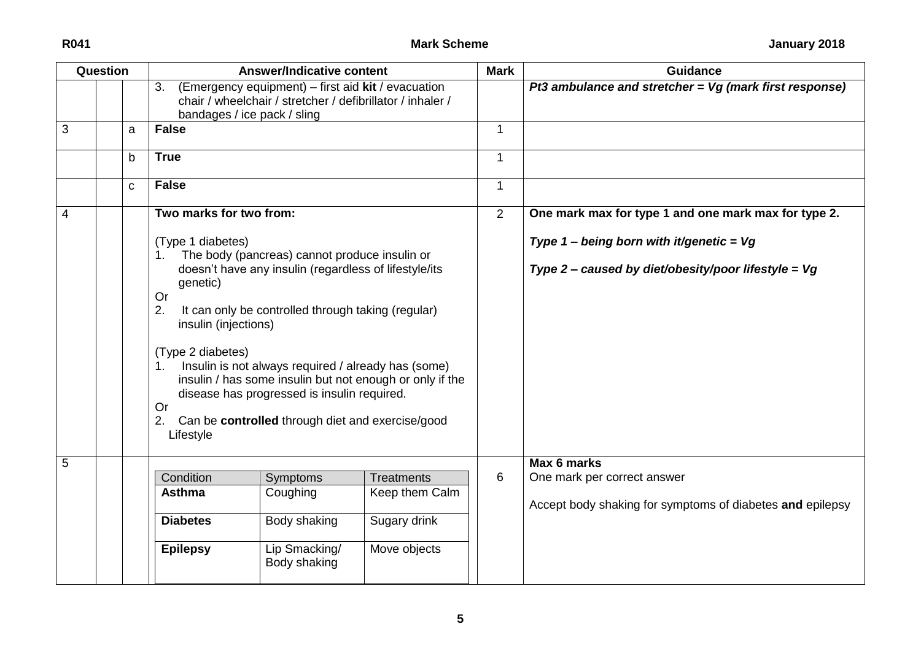| Question | | | Answer/Indicative content | Mark | Guidance |
|---|---|---|---|---|---|
| | | | 3. (Emergency equipment) – first aid **kit** / evacuation chair / wheelchair / stretcher / defibrillator / inhaler / bandages / ice pack / sling | | ***Pt3 ambulance and stretcher = Vg (mark first response)*** |
| 3 | | a | **False** | 1 | |
| | | b | **True** | 1 | |
| | | c | **False** | 1 | |
| 4 | | | **Two marks for two from:**<br><br>(Type 1 diabetes)<br>1. The body (pancreas) cannot produce insulin or doesn't have any insulin (regardless of lifestyle/its genetic)<br>Or<br>2. It can only be controlled through taking (regular) insulin (injections)<br><br>(Type 2 diabetes)<br>1. Insulin is not always required / already has (some) insulin / has some insulin but not enough or only if the disease has progressed is insulin required.<br>Or<br>2. Can be **controlled** through diet and exercise/good Lifestyle | 2 | **One mark max for type 1 and one mark max for type 2.**<br><br>***Type 1 – being born with it/genetic = Vg***<br><br>***Type 2 – caused by diet/obesity/poor lifestyle = Vg*** |
| 5 | | | Condition / Symptoms / Treatments:<br>**Asthma** – Coughing – Keep them Calm<br>**Diabetes** – Body shaking – Sugary drink<br>**Epilepsy** – Lip Smacking/ Body shaking – Move objects | 6 | **Max 6 marks**<br>One mark per correct answer<br><br>Accept body shaking for symptoms of diabetes **and** epilepsy |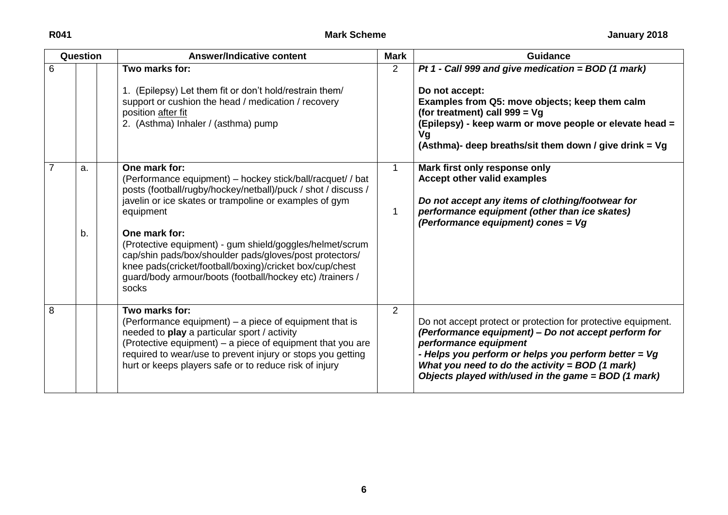| Question | | | Answer/Indicative content | Mark | Guidance |
|---|---|---|---|---|---|
| 6 | | | **Two marks for:**<br><br>1. (Epilepsy) Let them fit or don't hold/restrain them/ support or cushion the head / medication / recovery position after fit<br>2. (Asthma) Inhaler / (asthma) pump | 2 | ***Pt 1 - Call 999 and give medication = BOD (1 mark)***<br><br>**Do not accept:**<br>**Examples from Q5: move objects; keep them calm**<br>**(for treatment) call 999 = Vg**<br>**(Epilepsy) - keep warm or move people or elevate head = Vg**<br>**(Asthma)- deep breaths/sit them down / give drink = Vg** |
| 7 | a. | | **One mark for:**<br>(Performance equipment) – hockey stick/ball/racquet/ / bat posts (football/rugby/hockey/netball)/puck / shot / discuss / javelin or ice skates or trampoline or examples of gym equipment | 1 | **Mark first only response only**<br>**Accept other valid examples**<br><br>***Do not accept any items of clothing/footwear for performance equipment (other than ice skates)***<br>***(Performance equipment) cones = Vg*** |
| | b. | | **One mark for:**<br>(Protective equipment) - gum shield/goggles/helmet/scrum cap/shin pads/box/shoulder pads/gloves/post protectors/ knee pads(cricket/football/boxing)/cricket box/cup/chest guard/body armour/boots (football/hockey etc) /trainers / socks | 1 | |
| 8 | | | **Two marks for:**<br>(Performance equipment) – a piece of equipment that is needed to **play** a particular sport / activity<br>(Protective equipment) – a piece of equipment that you are required to wear/use to prevent injury or stops you getting hurt or keeps players safe or to reduce risk of injury | 2 | Do not accept protect or protection for protective equipment.<br>***(Performance equipment) – Do not accept perform for performance equipment***<br>***- Helps you perform or helps you perform better = Vg***<br>***What you need to do the activity = BOD (1 mark)***<br>***Objects played with/used in the game = BOD (1 mark)*** |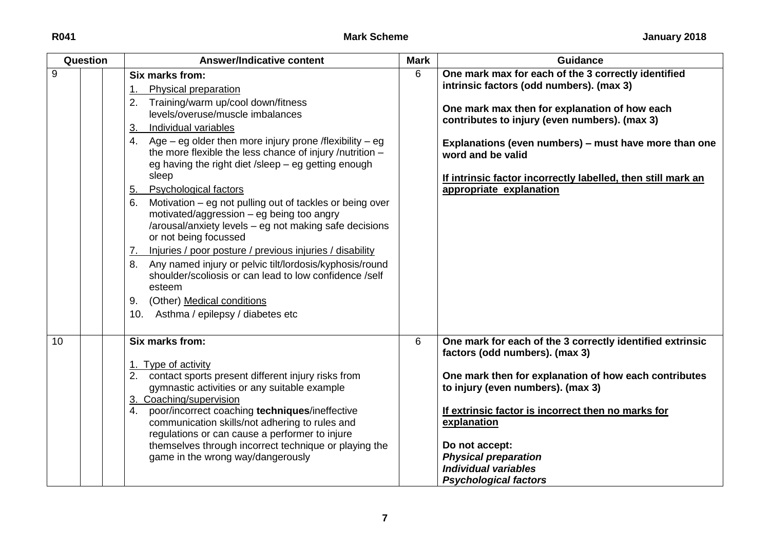| Question | | | Answer/Indicative content | Mark | Guidance |
|---|---|---|---|---|---|
| 9 | | | **Six marks from:**<br>1. Physical preparation<br>2. Training/warm up/cool down/fitness levels/overuse/muscle imbalances<br>3. Individual variables<br>4. Age – eg older then more injury prone /flexibility – eg the more flexible the less chance of injury /nutrition – eg having the right diet /sleep – eg getting enough sleep<br>5. Psychological factors<br>6. Motivation – eg not pulling out of tackles or being over motivated/aggression – eg being too angry /arousal/anxiety levels – eg not making safe decisions or not being focussed<br>7. Injuries / poor posture / previous injuries / disability<br>8. Any named injury or pelvic tilt/lordosis/kyphosis/round shoulder/scoliosis or can lead to low confidence /self esteem<br>9. (Other) Medical conditions<br>10. Asthma / epilepsy / diabetes etc | 6 | **One mark max for each of the 3 correctly identified intrinsic factors (odd numbers). (max 3)**<br><br>**One mark max then for explanation of how each contributes to injury (even numbers). (max 3)**<br><br>**Explanations (even numbers) – must have more than one word and be valid**<br><br>**If intrinsic factor incorrectly labelled, then still mark an appropriate explanation** |
| 10 | | | **Six marks from:**<br><br>1. Type of activity<br>2. contact sports present different injury risks from gymnastic activities or any suitable example<br>3. Coaching/supervision<br>4. poor/incorrect coaching **techniques**/ineffective communication skills/not adhering to rules and regulations or can cause a performer to injure themselves through incorrect technique or playing the game in the wrong way/dangerously | 6 | **One mark for each of the 3 correctly identified extrinsic factors (odd numbers). (max 3)**<br><br>**One mark then for explanation of how each contributes to injury (even numbers). (max 3)**<br><br>**If extrinsic factor is incorrect then no marks for explanation**<br><br>**Do not accept:**<br>***Physical preparation***<br>***Individual variables***<br>***Psychological factors*** |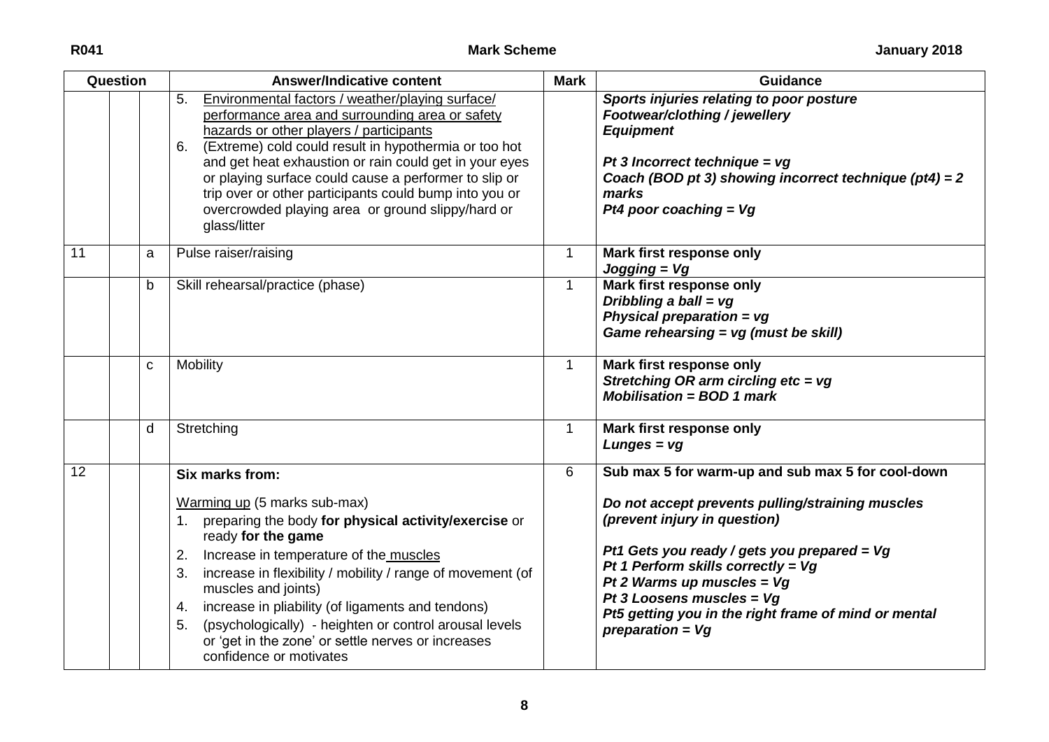| Question | | | Answer/Indicative content | Mark | Guidance |
|---|---|---|---|---|---|
| | | | 5. <u>Environmental factors / weather/playing surface/ performance area and surrounding area or safety hazards or other players / participants</u><br>6. (Extreme) cold could result in hypothermia or too hot and get heat exhaustion or rain could get in your eyes or playing surface could cause a performer to slip or trip over or other participants could bump into you or overcrowded playing area or ground slippy/hard or glass/litter | | ***Sports injuries relating to poor posture***<br>***Footwear/clothing / jewellery***<br>***Equipment***<br><br>***Pt 3 Incorrect technique = vg***<br>***Coach (BOD pt 3) showing incorrect technique (pt4) = 2 marks***<br>***Pt4 poor coaching = Vg*** |
| 11 | | a | Pulse raiser/raising | 1 | **Mark first response only**<br>***Jogging = Vg*** |
| | | b | Skill rehearsal/practice (phase) | 1 | **Mark first response only**<br>***Dribbling a ball = vg***<br>***Physical preparation = vg***<br>***Game rehearsing = vg (must be skill)*** |
| | | c | Mobility | 1 | **Mark first response only**<br>***Stretching OR arm circling etc = vg***<br>***Mobilisation = BOD 1 mark*** |
| | | d | Stretching | 1 | **Mark first response only**<br>***Lunges = vg*** |
| 12 | | | **Six marks from:**<br><br><u>Warming up</u> (5 marks sub-max)<br>1. preparing the body **for physical activity/exercise** or ready **for the game**<br>2. Increase in temperature of the <u>muscles</u><br>3. increase in flexibility / mobility / range of movement (of muscles and joints)<br>4. increase in pliability (of ligaments and tendons)<br>5. (psychologically) - heighten or control arousal levels or 'get in the zone' or settle nerves or increases confidence or motivates | 6 | **Sub max 5 for warm-up and sub max 5 for cool-down**<br><br>***Do not accept prevents pulling/straining muscles (prevent injury in question)***<br><br>***Pt1 Gets you ready / gets you prepared = Vg***<br>***Pt 1 Perform skills correctly = Vg***<br>***Pt 2 Warms up muscles = Vg***<br>***Pt 3 Loosens muscles = Vg***<br>***Pt5 getting you in the right frame of mind or mental preparation = Vg*** |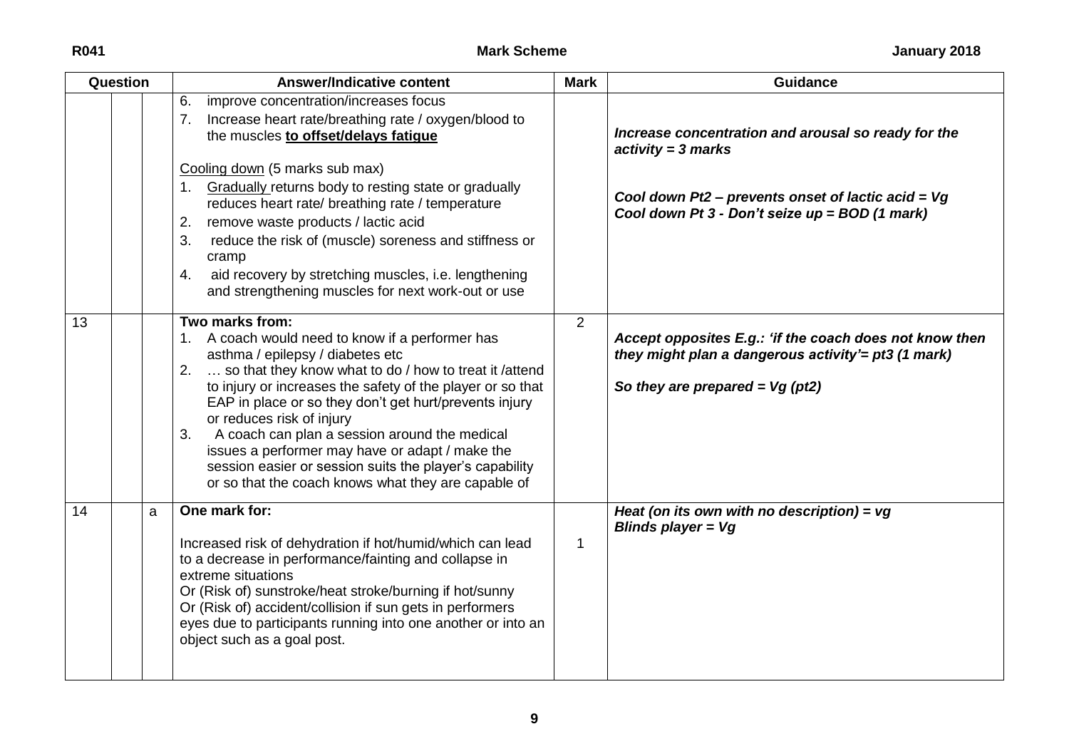| Question | | | Answer/Indicative content | Mark | Guidance |
|---|---|---|---|---|---|
| | | | 6. improve concentration/increases focus<br>7. Increase heart rate/breathing rate / oxygen/blood to the muscles **<u>to offset/delays fatigue</u>**<br><br><u>Cooling down</u> (5 marks sub max)<br>1. <u>Gradually</u> returns body to resting state or gradually reduces heart rate/ breathing rate / temperature<br>2. remove waste products / lactic acid<br>3. reduce the risk of (muscle) soreness and stiffness or cramp<br>4. aid recovery by stretching muscles, i.e. lengthening and strengthening muscles for next work-out or use | | ***Increase concentration and arousal so ready for the activity = 3 marks***<br><br>***Cool down Pt2 – prevents onset of lactic acid = Vg***<br>***Cool down Pt 3 - Don't seize up = BOD (1 mark)*** |
| 13 | | | **Two marks from:**<br>1. A coach would need to know if a performer has asthma / epilepsy / diabetes etc<br>2. … so that they know what to do / how to treat it /attend to injury or increases the safety of the player or so that EAP in place or so they don't get hurt/prevents injury or reduces risk of injury<br>3. A coach can plan a session around the medical issues a performer may have or adapt / make the session easier or session suits the player's capability or so that the coach knows what they are capable of | 2 | ***Accept opposites E.g.: 'if the coach does not know then they might plan a dangerous activity'= pt3 (1 mark)***<br><br>***So they are prepared = Vg (pt2)*** |
| 14 | | a | **One mark for:**<br><br>Increased risk of dehydration if hot/humid/which can lead to a decrease in performance/fainting and collapse in extreme situations<br>Or (Risk of) sunstroke/heat stroke/burning if hot/sunny<br>Or (Risk of) accident/collision if sun gets in performers eyes due to participants running into one another or into an object such as a goal post. | 1 | ***Heat (on its own with no description) = vg***<br>***Blinds player = Vg*** |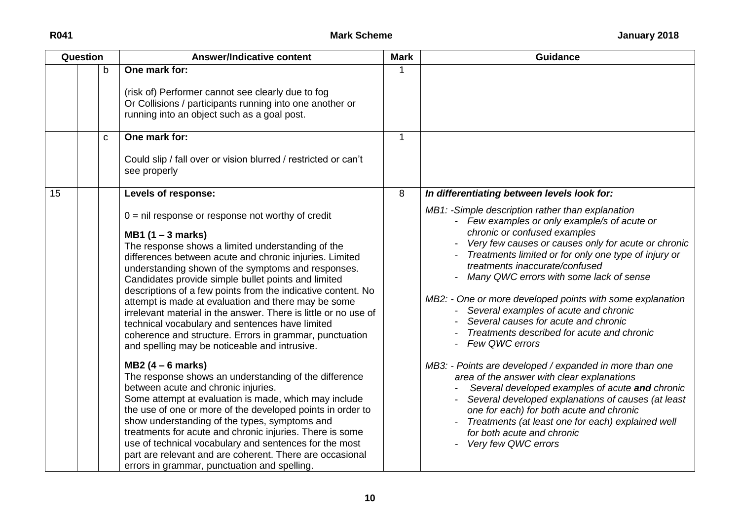| Question | | | Answer/Indicative content | Mark | Guidance |
|---|---|---|---|---|---|
| | | b | **One mark for:**<br><br>(risk of) Performer cannot see clearly due to fog<br>Or Collisions / participants running into one another or running into an object such as a goal post. | 1 | |
| | | c | **One mark for:**<br><br>Could slip / fall over or vision blurred / restricted or can't see properly | 1 | |
| 15 | | | **Levels of response:**<br><br>0 = nil response or response not worthy of credit<br><br>**MB1 (1 – 3 marks)**<br>The response shows a limited understanding of the differences between acute and chronic injuries. Limited understanding shown of the symptoms and responses. Candidates provide simple bullet points and limited descriptions of a few points from the indicative content. No attempt is made at evaluation and there may be some irrelevant material in the answer. There is little or no use of technical vocabulary and sentences have limited coherence and structure. Errors in grammar, punctuation and spelling may be noticeable and intrusive.<br><br>**MB2 (4 – 6 marks)**<br>The response shows an understanding of the difference between acute and chronic injuries.<br>Some attempt at evaluation is made, which may include the use of one or more of the developed points in order to show understanding of the types, symptoms and treatments for acute and chronic injuries. There is some use of technical vocabulary and sentences for the most part are relevant and are coherent. There are occasional errors in grammar, punctuation and spelling. | 8 | ***In differentiating between levels look for:***<br><br>*MB1: -Simple description rather than explanation*<br>*- Few examples or only example/s of acute or chronic or confused examples*<br>*- Very few causes or causes only for acute or chronic*<br>*- Treatments limited or for only one type of injury or treatments inaccurate/confused*<br>*- Many QWC errors with some lack of sense*<br><br>*MB2: - One or more developed points with some explanation*<br>*- Several examples of acute and chronic*<br>*- Several causes for acute and chronic*<br>*- Treatments described for acute and chronic*<br>*- Few QWC errors*<br><br>*MB3: - Points are developed / expanded in more than one area of the answer with clear explanations*<br>*- Several developed examples of acute **and** chronic*<br>*- Several developed explanations of causes (at least one for each) for both acute and chronic*<br>*- Treatments (at least one for each) explained well for both acute and chronic*<br>*- Very few QWC errors* |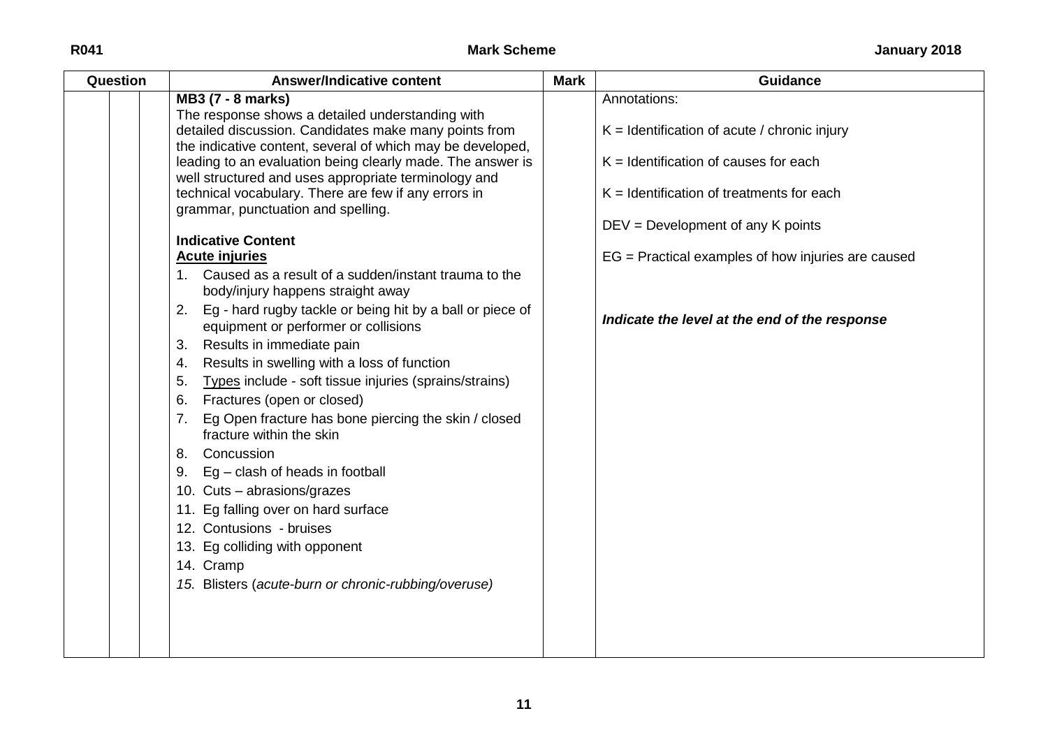| Question | | | Answer/Indicative content | Mark | Guidance |
|---|---|---|---|---|---|
| | | | **MB3 (7 - 8 marks)**<br>The response shows a detailed understanding with detailed discussion. Candidates make many points from the indicative content, several of which may be developed, leading to an evaluation being clearly made. The answer is well structured and uses appropriate terminology and technical vocabulary. There are few if any errors in grammar, punctuation and spelling.<br><br>**Indicative Content**<br>**Acute injuries**<br>1. Caused as a result of a sudden/instant trauma to the body/injury happens straight away<br>2. Eg - hard rugby tackle or being hit by a ball or piece of equipment or performer or collisions<br>3. Results in immediate pain<br>4. Results in swelling with a loss of function<br>5. Types include - soft tissue injuries (sprains/strains)<br>6. Fractures (open or closed)<br>7. Eg Open fracture has bone piercing the skin / closed fracture within the skin<br>8. Concussion<br>9. Eg – clash of heads in football<br>10. Cuts – abrasions/grazes<br>11. Eg falling over on hard surface<br>12. Contusions - bruises<br>13. Eg colliding with opponent<br>14. Cramp<br>15. Blisters (*acute-burn or chronic-rubbing/overuse*) | | Annotations:<br><br>K = Identification of acute / chronic injury<br><br>K = Identification of causes for each<br><br>K = Identification of treatments for each<br><br>DEV = Development of any K points<br><br>EG = Practical examples of how injuries are caused<br><br>***Indicate the level at the end of the response*** |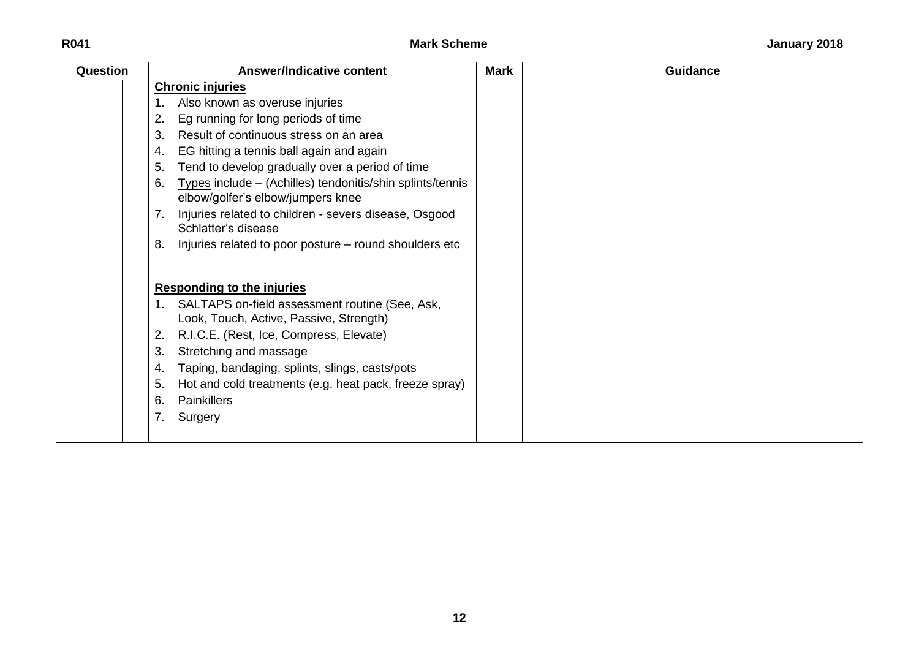| Question | | | Answer/Indicative content | Mark | Guidance |
|---|---|---|---|---|---|
| | | | **Chronic injuries**<br>1. Also known as overuse injuries<br>2. Eg running for long periods of time<br>3. Result of continuous stress on an area<br>4. EG hitting a tennis ball again and again<br>5. Tend to develop gradually over a period of time<br>6. Types include – (Achilles) tendonitis/shin splints/tennis elbow/golfer's elbow/jumpers knee<br>7. Injuries related to children - severs disease, Osgood Schlatter's disease<br>8. Injuries related to poor posture – round shoulders etc<br><br>**Responding to the injuries**<br>1. SALTAPS on-field assessment routine (See, Ask, Look, Touch, Active, Passive, Strength)<br>2. R.I.C.E. (Rest, Ice, Compress, Elevate)<br>3. Stretching and massage<br>4. Taping, bandaging, splints, slings, casts/pots<br>5. Hot and cold treatments (e.g. heat pack, freeze spray)<br>6. Painkillers<br>7. Surgery | | |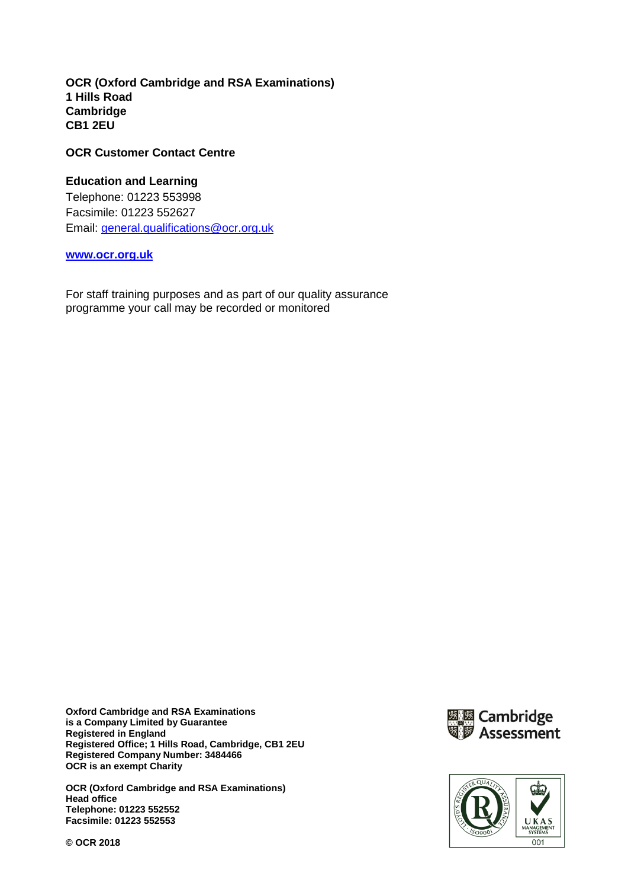**OCR (Oxford Cambridge and RSA Examinations)**
**1 Hills Road**
**Cambridge**
**CB1 2EU**

**OCR Customer Contact Centre**

**Education and Learning**
Telephone: 01223 553998
Facsimile: 01223 552627
Email: general.qualifications@ocr.org.uk

**www.ocr.org.uk**

For staff training purposes and as part of our quality assurance programme your call may be recorded or monitored

**Oxford Cambridge and RSA Examinations**
**is a Company Limited by Guarantee**
**Registered in England**
**Registered Office; 1 Hills Road, Cambridge, CB1 2EU**
**Registered Company Number: 3484466**
**OCR is an exempt Charity**

**OCR (Oxford Cambridge and RSA Examinations)**
**Head office**
**Telephone: 01223 552552**
**Facsimile: 01223 552553**

**© OCR 2018**